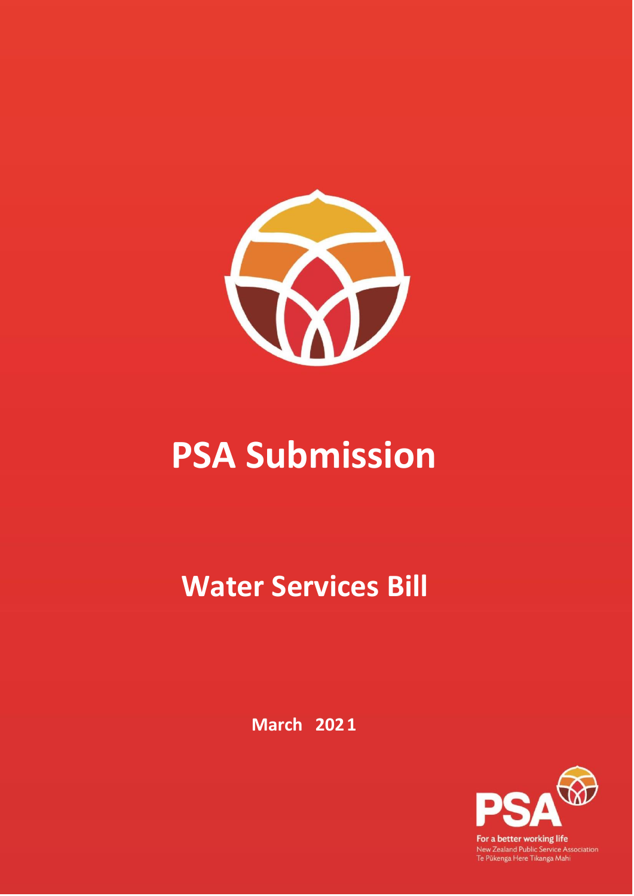# PSA Submission

## Water Services Bill

**March 2021**

For a better working life
New Zealand Public Service Association
Te Pūkenga Here Tikanga Mahi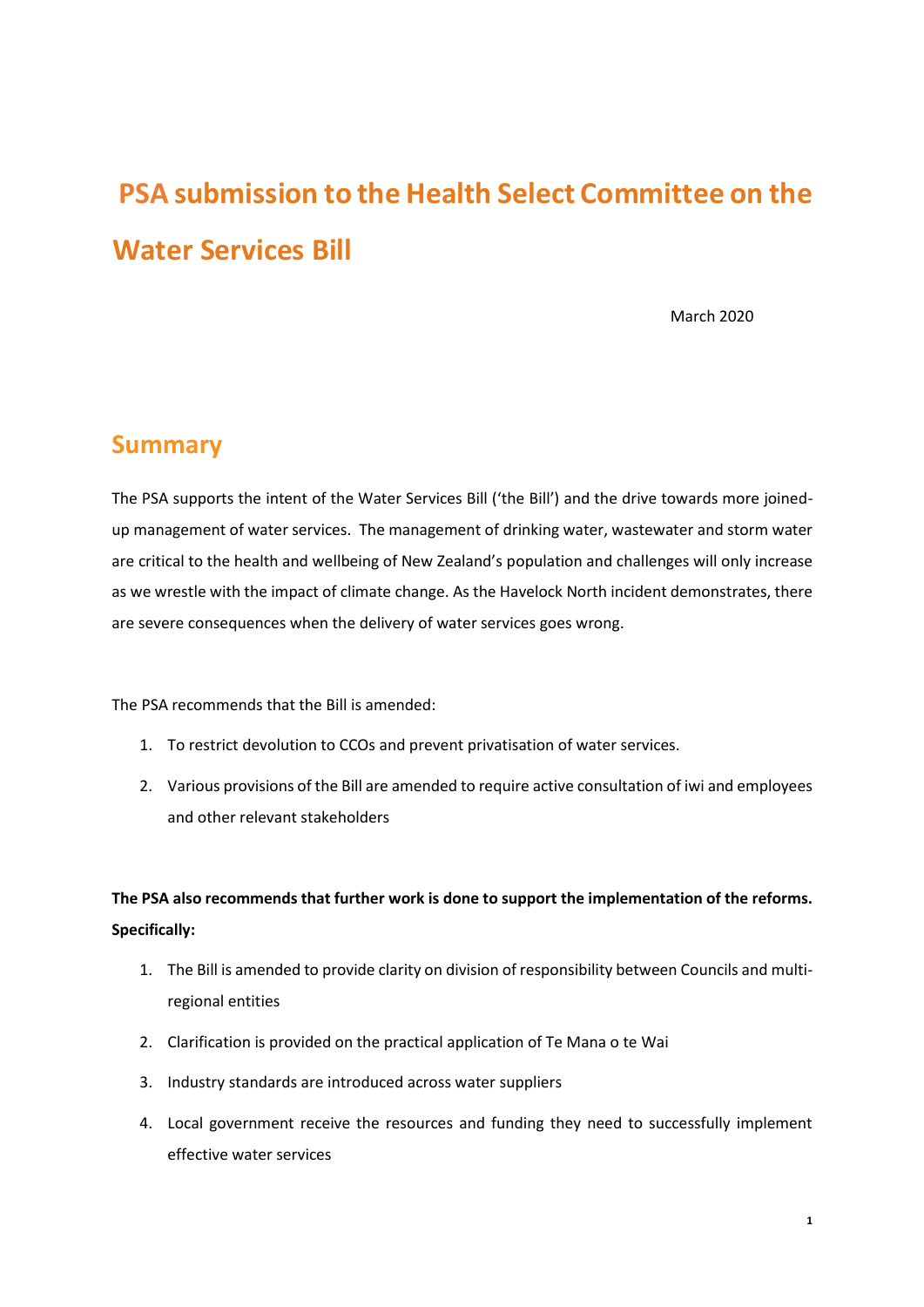# PSA submission to the Health Select Committee on the Water Services Bill

March 2020

## Summary

The PSA supports the intent of the Water Services Bill ('the Bill') and the drive towards more joined-up management of water services. The management of drinking water, wastewater and storm water are critical to the health and wellbeing of New Zealand's population and challenges will only increase as we wrestle with the impact of climate change. As the Havelock North incident demonstrates, there are severe consequences when the delivery of water services goes wrong.

The PSA recommends that the Bill is amended:

1. To restrict devolution to CCOs and prevent privatisation of water services.
2. Various provisions of the Bill are amended to require active consultation of iwi and employees and other relevant stakeholders

**The PSA also recommends that further work is done to support the implementation of the reforms. Specifically:**

1. The Bill is amended to provide clarity on division of responsibility between Councils and multi-regional entities
2. Clarification is provided on the practical application of Te Mana o te Wai
3. Industry standards are introduced across water suppliers
4. Local government receive the resources and funding they need to successfully implement effective water services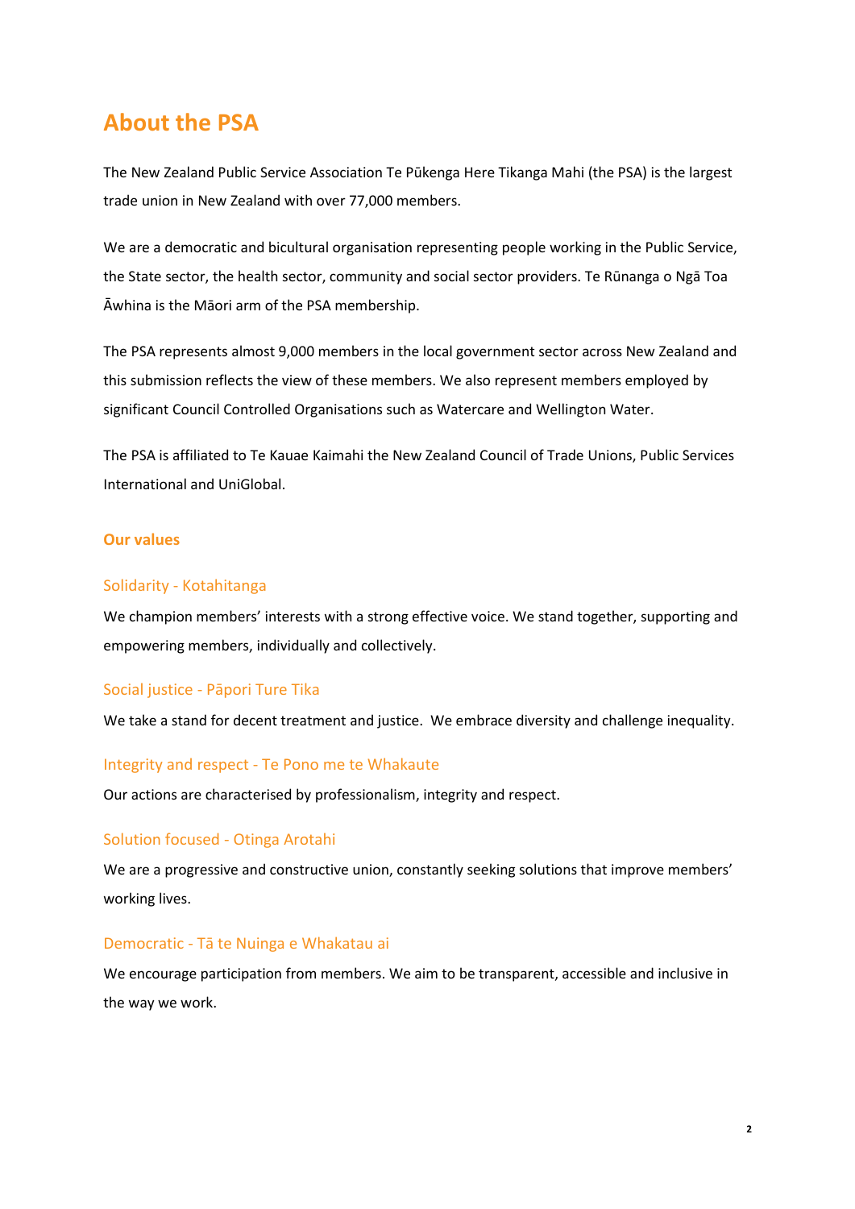## About the PSA

The New Zealand Public Service Association Te Pūkenga Here Tikanga Mahi (the PSA) is the largest trade union in New Zealand with over 77,000 members.

We are a democratic and bicultural organisation representing people working in the Public Service, the State sector, the health sector, community and social sector providers. Te Rūnanga o Ngā Toa Āwhina is the Māori arm of the PSA membership.

The PSA represents almost 9,000 members in the local government sector across New Zealand and this submission reflects the view of these members. We also represent members employed by significant Council Controlled Organisations such as Watercare and Wellington Water.

The PSA is affiliated to Te Kauae Kaimahi the New Zealand Council of Trade Unions, Public Services International and UniGlobal.

### Our values

#### Solidarity - Kotahitanga

We champion members' interests with a strong effective voice. We stand together, supporting and empowering members, individually and collectively.

#### Social justice - Pāpori Ture Tika

We take a stand for decent treatment and justice. We embrace diversity and challenge inequality.

#### Integrity and respect - Te Pono me te Whakaute

Our actions are characterised by professionalism, integrity and respect.

#### Solution focused - Otinga Arotahi

We are a progressive and constructive union, constantly seeking solutions that improve members' working lives.

#### Democratic - Tā te Nuinga e Whakatau ai

We encourage participation from members. We aim to be transparent, accessible and inclusive in the way we work.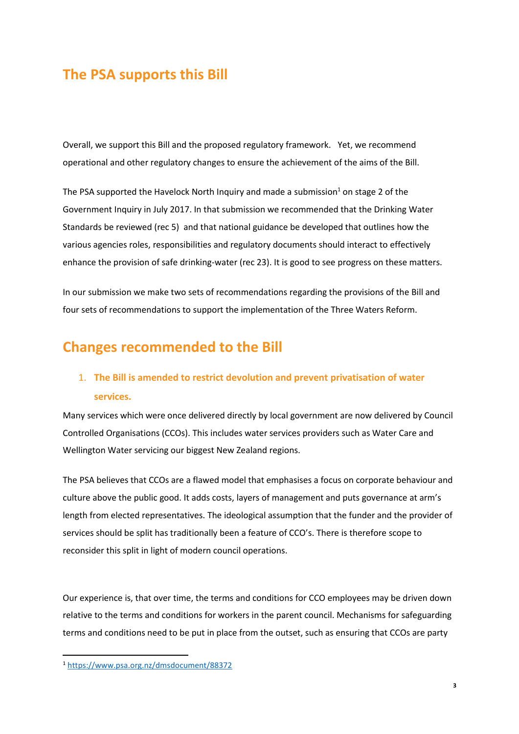## The PSA supports this Bill

Overall, we support this Bill and the proposed regulatory framework. Yet, we recommend operational and other regulatory changes to ensure the achievement of the aims of the Bill.

The PSA supported the Havelock North Inquiry and made a submission[1] on stage 2 of the Government Inquiry in July 2017. In that submission we recommended that the Drinking Water Standards be reviewed (rec 5) and that national guidance be developed that outlines how the various agencies roles, responsibilities and regulatory documents should interact to effectively enhance the provision of safe drinking-water (rec 23). It is good to see progress on these matters.

In our submission we make two sets of recommendations regarding the provisions of the Bill and four sets of recommendations to support the implementation of the Three Waters Reform.

## Changes recommended to the Bill

### 1. The Bill is amended to restrict devolution and prevent privatisation of water services.

Many services which were once delivered directly by local government are now delivered by Council Controlled Organisations (CCOs). This includes water services providers such as Water Care and Wellington Water servicing our biggest New Zealand regions.

The PSA believes that CCOs are a flawed model that emphasises a focus on corporate behaviour and culture above the public good. It adds costs, layers of management and puts governance at arm's length from elected representatives. The ideological assumption that the funder and the provider of services should be split has traditionally been a feature of CCO's. There is therefore scope to reconsider this split in light of modern council operations.

Our experience is, that over time, the terms and conditions for CCO employees may be driven down relative to the terms and conditions for workers in the parent council. Mechanisms for safeguarding terms and conditions need to be put in place from the outset, such as ensuring that CCOs are party

[1] https://www.psa.org.nz/dmsdocument/88372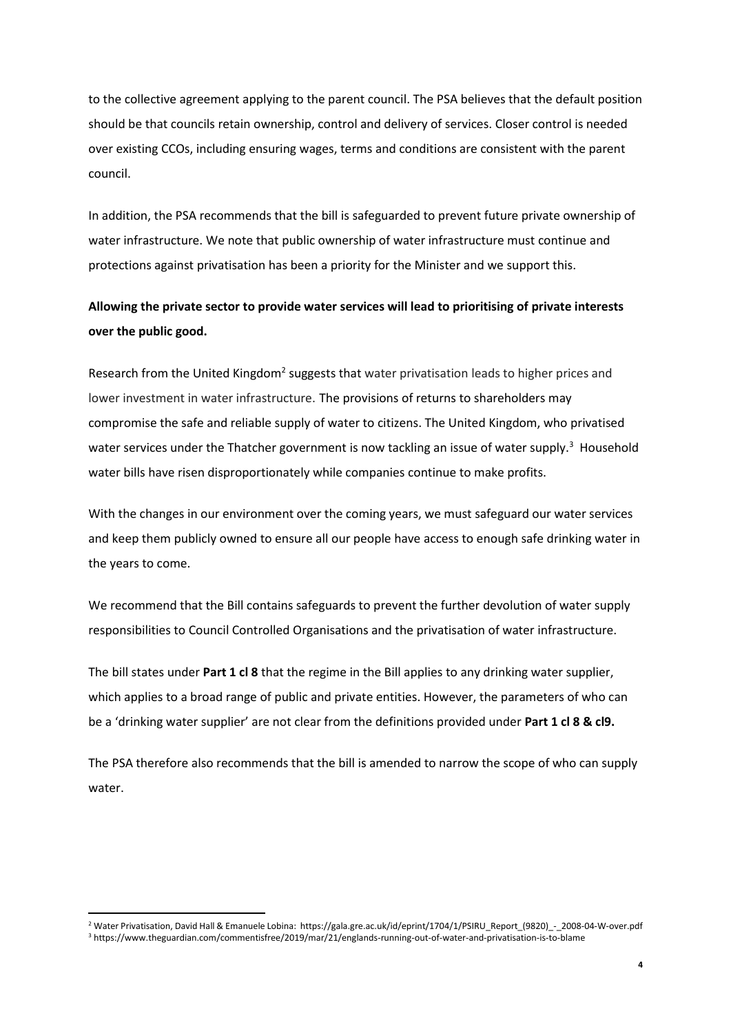to the collective agreement applying to the parent council. The PSA believes that the default position should be that councils retain ownership, control and delivery of services. Closer control is needed over existing CCOs, including ensuring wages, terms and conditions are consistent with the parent council.

In addition, the PSA recommends that the bill is safeguarded to prevent future private ownership of water infrastructure. We note that public ownership of water infrastructure must continue and protections against privatisation has been a priority for the Minister and we support this.

**Allowing the private sector to provide water services will lead to prioritising of private interests over the public good.**

Research from the United Kingdom[2] suggests that water privatisation leads to higher prices and lower investment in water infrastructure. The provisions of returns to shareholders may compromise the safe and reliable supply of water to citizens. The United Kingdom, who privatised water services under the Thatcher government is now tackling an issue of water supply.[3] Household water bills have risen disproportionately while companies continue to make profits.

With the changes in our environment over the coming years, we must safeguard our water services and keep them publicly owned to ensure all our people have access to enough safe drinking water in the years to come.

We recommend that the Bill contains safeguards to prevent the further devolution of water supply responsibilities to Council Controlled Organisations and the privatisation of water infrastructure.

The bill states under **Part 1 cl 8** that the regime in the Bill applies to any drinking water supplier, which applies to a broad range of public and private entities. However, the parameters of who can be a 'drinking water supplier' are not clear from the definitions provided under **Part 1 cl 8 & cl9.**

The PSA therefore also recommends that the bill is amended to narrow the scope of who can supply water.

[2] Water Privatisation, David Hall & Emanuele Lobina: https://gala.gre.ac.uk/id/eprint/1704/1/PSIRU_Report_(9820)_-_2008-04-W-over.pdf

[3] https://www.theguardian.com/commentisfree/2019/mar/21/englands-running-out-of-water-and-privatisation-is-to-blame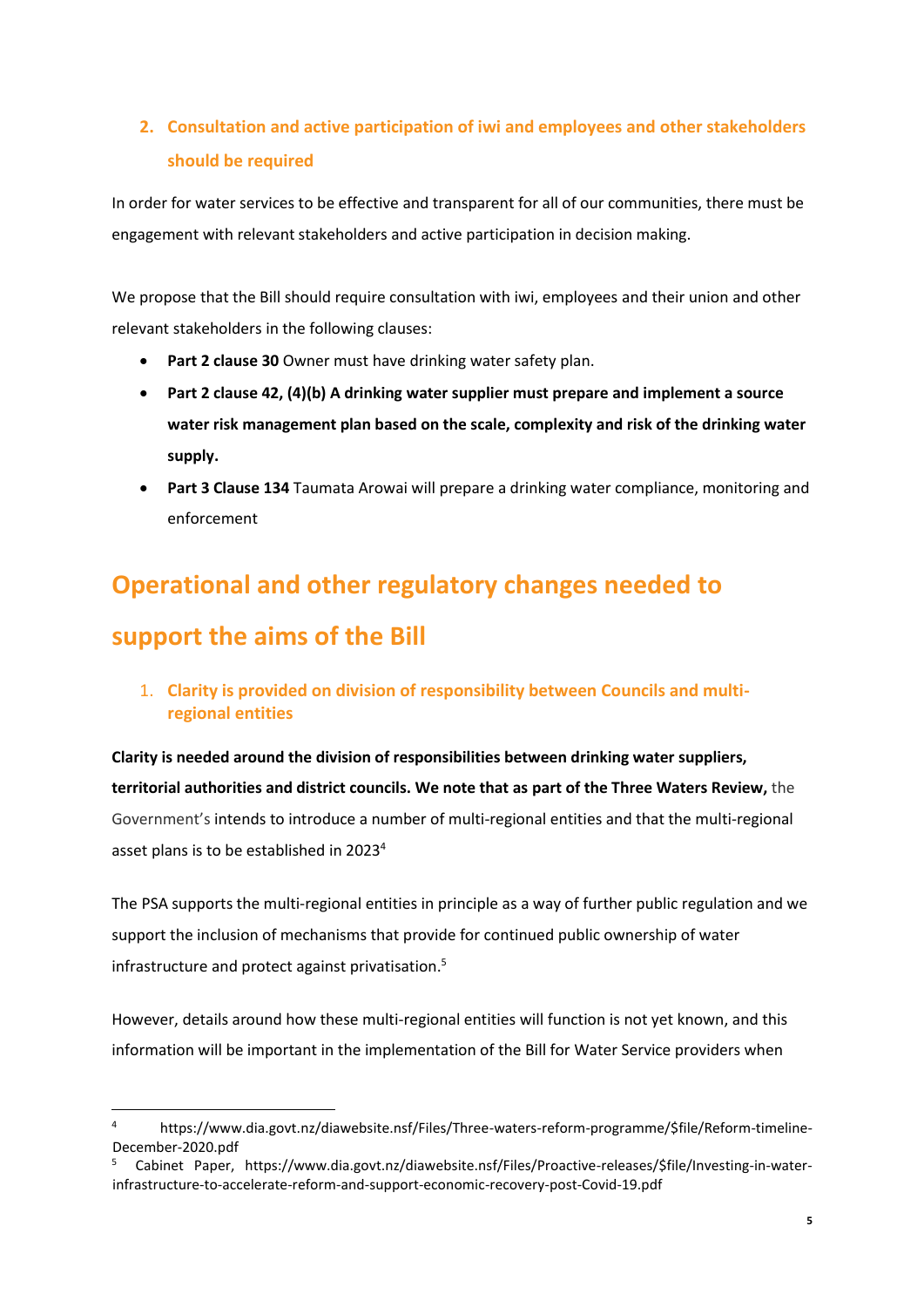### 2. Consultation and active participation of iwi and employees and other stakeholders should be required

In order for water services to be effective and transparent for all of our communities, there must be engagement with relevant stakeholders and active participation in decision making.

We propose that the Bill should require consultation with iwi, employees and their union and other relevant stakeholders in the following clauses:

- **Part 2 clause 30** Owner must have drinking water safety plan.
- **Part 2 clause 42, (4)(b) A drinking water supplier must prepare and implement a source water risk management plan based on the scale, complexity and risk of the drinking water supply.**
- **Part 3 Clause 134** Taumata Arowai will prepare a drinking water compliance, monitoring and enforcement

## Operational and other regulatory changes needed to support the aims of the Bill

### 1. Clarity is provided on division of responsibility between Councils and multi-regional entities

**Clarity is needed around the division of responsibilities between drinking water suppliers, territorial authorities and district councils. We note that as part of the Three Waters Review,** the Government's intends to introduce a number of multi-regional entities and that the multi-regional asset plans is to be established in 2023[4]

The PSA supports the multi-regional entities in principle as a way of further public regulation and we support the inclusion of mechanisms that provide for continued public ownership of water infrastructure and protect against privatisation.[5]

However, details around how these multi-regional entities will function is not yet known, and this information will be important in the implementation of the Bill for Water Service providers when

[4] https://www.dia.govt.nz/diawebsite.nsf/Files/Three-waters-reform-programme/$file/Reform-timeline-December-2020.pdf

[5] Cabinet Paper, https://www.dia.govt.nz/diawebsite.nsf/Files/Proactive-releases/$file/Investing-in-water-infrastructure-to-accelerate-reform-and-support-economic-recovery-post-Covid-19.pdf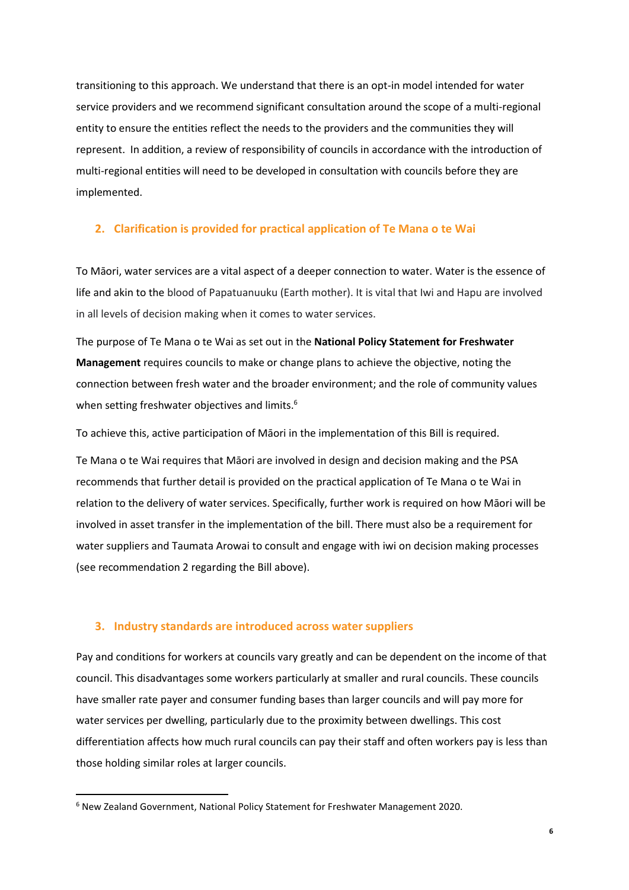transitioning to this approach. We understand that there is an opt-in model intended for water service providers and we recommend significant consultation around the scope of a multi-regional entity to ensure the entities reflect the needs to the providers and the communities they will represent. In addition, a review of responsibility of councils in accordance with the introduction of multi-regional entities will need to be developed in consultation with councils before they are implemented.

## 2. Clarification is provided for practical application of Te Mana o te Wai

To Māori, water services are a vital aspect of a deeper connection to water. Water is the essence of life and akin to the blood of Papatuanuku (Earth mother). It is vital that Iwi and Hapu are involved in all levels of decision making when it comes to water services.

The purpose of Te Mana o te Wai as set out in the **National Policy Statement for Freshwater Management** requires councils to make or change plans to achieve the objective, noting the connection between fresh water and the broader environment; and the role of community values when setting freshwater objectives and limits.[6]

To achieve this, active participation of Māori in the implementation of this Bill is required.

Te Mana o te Wai requires that Māori are involved in design and decision making and the PSA recommends that further detail is provided on the practical application of Te Mana o te Wai in relation to the delivery of water services. Specifically, further work is required on how Māori will be involved in asset transfer in the implementation of the bill. There must also be a requirement for water suppliers and Taumata Arowai to consult and engage with iwi on decision making processes (see recommendation 2 regarding the Bill above).

## 3. Industry standards are introduced across water suppliers

Pay and conditions for workers at councils vary greatly and can be dependent on the income of that council. This disadvantages some workers particularly at smaller and rural councils. These councils have smaller rate payer and consumer funding bases than larger councils and will pay more for water services per dwelling, particularly due to the proximity between dwellings. This cost differentiation affects how much rural councils can pay their staff and often workers pay is less than those holding similar roles at larger councils.

---

[6] New Zealand Government, National Policy Statement for Freshwater Management 2020.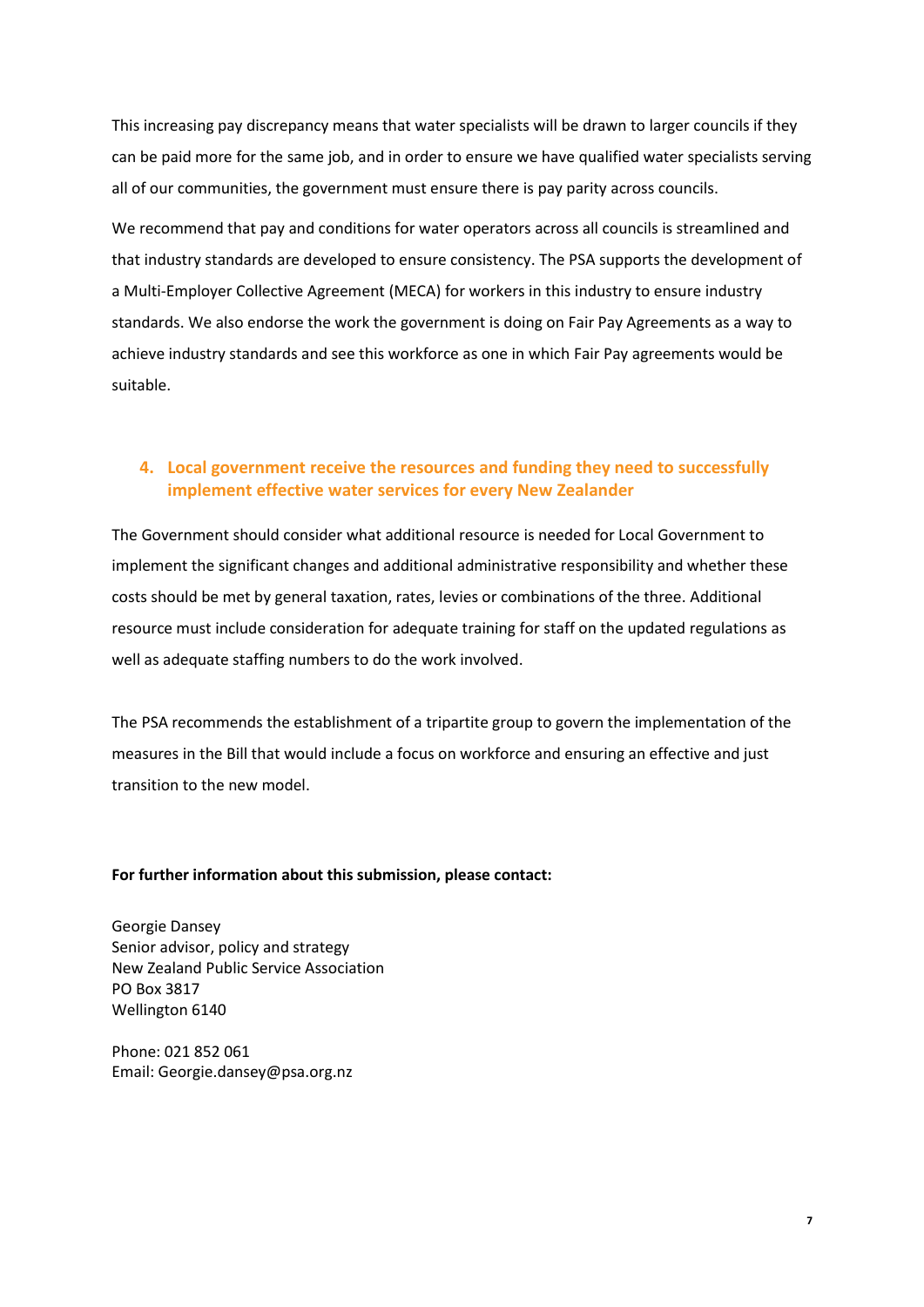This increasing pay discrepancy means that water specialists will be drawn to larger councils if they can be paid more for the same job, and in order to ensure we have qualified water specialists serving all of our communities, the government must ensure there is pay parity across councils.

We recommend that pay and conditions for water operators across all councils is streamlined and that industry standards are developed to ensure consistency. The PSA supports the development of a Multi-Employer Collective Agreement (MECA) for workers in this industry to ensure industry standards. We also endorse the work the government is doing on Fair Pay Agreements as a way to achieve industry standards and see this workforce as one in which Fair Pay agreements would be suitable.

## 4. Local government receive the resources and funding they need to successfully implement effective water services for every New Zealander

The Government should consider what additional resource is needed for Local Government to implement the significant changes and additional administrative responsibility and whether these costs should be met by general taxation, rates, levies or combinations of the three. Additional resource must include consideration for adequate training for staff on the updated regulations as well as adequate staffing numbers to do the work involved.

The PSA recommends the establishment of a tripartite group to govern the implementation of the measures in the Bill that would include a focus on workforce and ensuring an effective and just transition to the new model.

**For further information about this submission, please contact:**

Georgie Dansey
Senior advisor, policy and strategy
New Zealand Public Service Association
PO Box 3817
Wellington 6140

Phone: 021 852 061
Email: Georgie.dansey@psa.org.nz